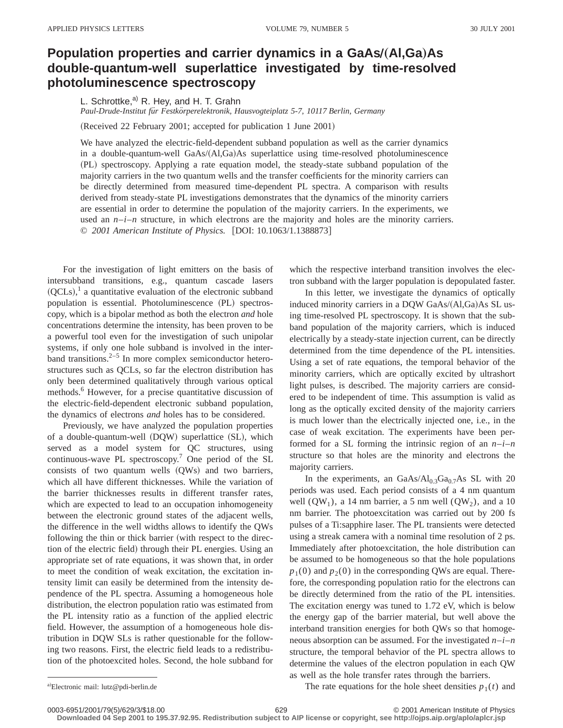# Population properties and carrier dynamics in a GaAs/(Al,Ga)As double-quantum-well superlattice investigated by time-resolved photoluminescence spectroscopy

L. Schrottke,[a] R. Hey, and H. T. Grahn

*Paul-Drude-Institut für Festkörperelektronik, Hausvogteiplatz 5-7, 10117 Berlin, Germany*

(Received 22 February 2001; accepted for publication 1 June 2001)

We have analyzed the electric-field-dependent subband population as well as the carrier dynamics in a double-quantum-well GaAs/(Al,Ga)As superlattice using time-resolved photoluminescence (PL) spectroscopy. Applying a rate equation model, the steady-state subband population of the majority carriers in the two quantum wells and the transfer coefficients for the minority carriers can be directly determined from measured time-dependent PL spectra. A comparison with results derived from steady-state PL investigations demonstrates that the dynamics of the minority carriers are essential in order to determine the population of the majority carriers. In the experiments, we used an *n–i–n* structure, in which electrons are the majority and holes are the minority carriers. © *2001 American Institute of Physics.* [DOI: 10.1063/1.1388873]

For the investigation of light emitters on the basis of intersubband transitions, e.g., quantum cascade lasers (QCLs),[1] a quantitative evaluation of the electronic subband population is essential. Photoluminescence (PL) spectroscopy, which is a bipolar method as both the electron *and* hole concentrations determine the intensity, has been proven to be a powerful tool even for the investigation of such unipolar systems, if only one hole subband is involved in the interband transitions.[2–5] In more complex semiconductor heterostructures such as QCLs, so far the electron distribution has only been determined qualitatively through various optical methods.[6] However, for a precise quantitative discussion of the electric-field-dependent electronic subband population, the dynamics of electrons *and* holes has to be considered.

Previously, we have analyzed the population properties of a double-quantum-well (DQW) superlattice (SL), which served as a model system for QC structures, using continuous-wave PL spectroscopy.[7] One period of the SL consists of two quantum wells (QWs) and two barriers, which all have different thicknesses. While the variation of the barrier thicknesses results in different transfer rates, which are expected to lead to an occupation inhomogeneity between the electronic ground states of the adjacent wells, the difference in the well widths allows to identify the QWs following the thin or thick barrier (with respect to the direction of the electric field) through their PL energies. Using an appropriate set of rate equations, it was shown that, in order to meet the condition of weak excitation, the excitation intensity limit can easily be determined from the intensity dependence of the PL spectra. Assuming a homogeneous hole distribution, the electron population ratio was estimated from the PL intensity ratio as a function of the applied electric field. However, the assumption of a homogeneous hole distribution in DQW SLs is rather questionable for the following two reasons. First, the electric field leads to a redistribution of the photoexcited holes. Second, the hole subband for which the respective interband transition involves the electron subband with the larger population is depopulated faster.

In this letter, we investigate the dynamics of optically induced minority carriers in a DQW GaAs/(Al,Ga)As SL using time-resolved PL spectroscopy. It is shown that the subband population of the majority carriers, which is induced electrically by a steady-state injection current, can be directly determined from the time dependence of the PL intensities. Using a set of rate equations, the temporal behavior of the minority carriers, which are optically excited by ultrashort light pulses, is described. The majority carriers are considered to be independent of time. This assumption is valid as long as the optically excited density of the majority carriers is much lower than the electrically injected one, i.e., in the case of weak excitation. The experiments have been performed for a SL forming the intrinsic region of an *n–i–n* structure so that holes are the minority and electrons the majority carriers.

In the experiments, an $GaAs/Al_{0.3}Ga_{0.7}As$ SL with 20 periods was used. Each period consists of a 4 nm quantum well ($QW_1$), a 14 nm barrier, a 5 nm well ($QW_2$), and a 10 nm barrier. The photoexcitation was carried out by 200 fs pulses of a Ti:sapphire laser. The PL transients were detected using a streak camera with a nominal time resolution of 2 ps. Immediately after photoexcitation, the hole distribution can be assumed to be homogeneous so that the hole populations $p_1(0)$ and $p_2(0)$ in the corresponding QWs are equal. Therefore, the corresponding population ratio for the electrons can be directly determined from the ratio of the PL intensities. The excitation energy was tuned to 1.72 eV, which is below the energy gap of the barrier material, but well above the interband transition energies for both QWs so that homogeneous absorption can be assumed. For the investigated *n–i–n* structure, the temporal behavior of the PL spectra allows to determine the values of the electron population in each QW as well as the hole transfer rates through the barriers.

The rate equations for the hole sheet densities $p_1(t)$ and

[a]Electronic mail: lutz@pdi-berlin.de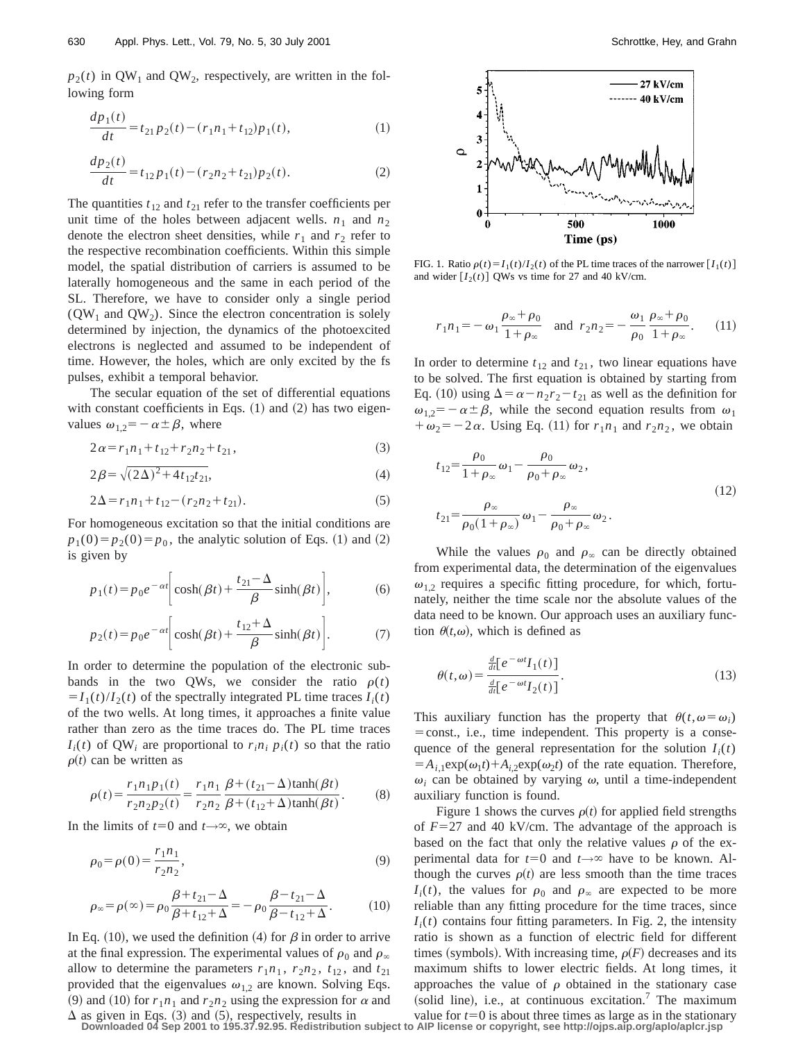$p_2(t)$ in $QW_1$ and $QW_2$, respectively, are written in the following form

$$\frac{dp_1(t)}{dt} = t_{21}p_2(t) - (r_1 n_1 + t_{12})p_1(t), \tag{1}$$

$$\frac{dp_2(t)}{dt} = t_{12}p_1(t) - (r_2 n_2 + t_{21})p_2(t). \tag{2}$$

The quantities $t_{12}$ and $t_{21}$ refer to the transfer coefficients per unit time of the holes between adjacent wells. $n_1$ and $n_2$ denote the electron sheet densities, while $r_1$ and $r_2$ refer to the respective recombination coefficients. Within this simple model, the spatial distribution of carriers is assumed to be laterally homogeneous and the same in each period of the SL. Therefore, we have to consider only a single period ($QW_1$ and $QW_2$). Since the electron concentration is solely determined by injection, the dynamics of the photoexcited electrons is neglected and assumed to be independent of time. However, the holes, which are only excited by the fs pulses, exhibit a temporal behavior.

The secular equation of the set of differential equations with constant coefficients in Eqs. (1) and (2) has two eigenvalues $\omega_{1,2} = -\alpha \pm \beta$, where

$$2\alpha = r_1 n_1 + t_{12} + r_2 n_2 + t_{21}, \tag{3}$$

$$2\beta = \sqrt{(2\Delta)^2 + 4t_{12}t_{21}}, \tag{4}$$

$$2\Delta = r_1 n_1 + t_{12} - (r_2 n_2 + t_{21}). \tag{5}$$

For homogeneous excitation so that the initial conditions are $p_1(0) = p_2(0) = p_0$, the analytic solution of Eqs. (1) and (2) is given by

$$p_1(t) = p_0 e^{-\alpha t}\left[\cosh(\beta t) + \frac{t_{21} - \Delta}{\beta}\sinh(\beta t)\right], \tag{6}$$

$$p_2(t) = p_0 e^{-\alpha t}\left[\cosh(\beta t) + \frac{t_{12} + \Delta}{\beta}\sinh(\beta t)\right]. \tag{7}$$

In order to determine the population of the electronic subbands in the two QWs, we consider the ratio $\rho(t) = I_1(t)/I_2(t)$ of the spectrally integrated PL time traces $I_i(t)$ of the two wells. At long times, it approaches a finite value rather than zero as the time traces do. The PL time traces $I_i(t)$ of $QW_i$ are proportional to $r_i n_i\, p_i(t)$ so that the ratio $\rho(t)$ can be written as

$$\rho(t) = \frac{r_1 n_1 p_1(t)}{r_2 n_2 p_2(t)} = \frac{r_1 n_1}{r_2 n_2}\,\frac{\beta + (t_{21} - \Delta)\tanh(\beta t)}{\beta + (t_{12} + \Delta)\tanh(\beta t)}. \tag{8}$$

In the limits of $t = 0$ and $t \to \infty$, we obtain

$$\rho_0 = \rho(0) = \frac{r_1 n_1}{r_2 n_2}, \tag{9}$$

$$\rho_\infty = \rho(\infty) = \rho_0 \frac{\beta + t_{21} - \Delta}{\beta + t_{12} + \Delta} = -\rho_0 \frac{\beta - t_{21} - \Delta}{\beta - t_{12} + \Delta}. \tag{10}$$

In Eq. (10), we used the definition (4) for $\beta$ in order to arrive at the final expression. The experimental values of $\rho_0$ and $\rho_\infty$ allow to determine the parameters $r_1 n_1$, $r_2 n_2$, $t_{12}$, and $t_{21}$ provided that the eigenvalues $\omega_{1,2}$ are known. Solving Eqs. (9) and (10) for $r_1 n_1$ and $r_2 n_2$ using the expression for $\alpha$ and $\Delta$ as given in Eqs. (3) and (5), respectively, results in

$$r_1 n_1 = -\omega_1 \frac{\rho_\infty + \rho_0}{1 + \rho_\infty} \quad \text{and} \quad r_2 n_2 = -\frac{\omega_1}{\rho_0}\,\frac{\rho_\infty + \rho_0}{1 + \rho_\infty}. \tag{11}$$

In order to determine $t_{12}$ and $t_{21}$, two linear equations have to be solved. The first equation is obtained by starting from Eq. (10) using $\Delta = \alpha - n_2 r_2 - t_{21}$ as well as the definition for $\omega_{1,2} = -\alpha \pm \beta$, while the second equation results from $\omega_1 + \omega_2 = -2\alpha$. Using Eq. (11) for $r_1 n_1$ and $r_2 n_2$, we obtain

$$t_{12} = \frac{\rho_0}{1 + \rho_\infty}\omega_1 - \frac{\rho_0}{\rho_0 + \rho_\infty}\omega_2,$$
$$t_{21} = \frac{\rho_\infty}{\rho_0(1 + \rho_\infty)}\omega_1 - \frac{\rho_\infty}{\rho_0 + \rho_\infty}\omega_2. \tag{12}$$

While the values $\rho_0$ and $\rho_\infty$ can be directly obtained from experimental data, the determination of the eigenvalues $\omega_{1,2}$ requires a specific fitting procedure, for which, fortunately, neither the time scale nor the absolute values of the data need to be known. Our approach uses an auxiliary function $\theta(t,\omega)$, which is defined as

$$\theta(t,\omega) = \frac{\frac{d}{dt}[e^{-\omega t} I_1(t)]}{\frac{d}{dt}[e^{-\omega t} I_2(t)]}. \tag{13}$$

This auxiliary function has the property that $\theta(t, \omega = \omega_i) = \text{const.}$, i.e., time independent. This property is a consequence of the general representation for the solution $I_i(t) = A_{i,1}\exp(\omega_1 t) + A_{i,2}\exp(\omega_2 t)$ of the rate equation. Therefore, $\omega_i$ can be obtained by varying $\omega$, until a time-independent auxiliary function is found.

FIG. 1. Ratio $\rho(t) = I_1(t)/I_2(t)$ of the PL time traces of the narrower $[I_1(t)]$ and wider $[I_2(t)]$ QWs vs time for 27 and 40 kV/cm.

Figure 1 shows the curves $\rho(t)$ for applied field strengths of $F = 27$ and 40 kV/cm. The advantage of the approach is based on the fact that only the relative values $\rho$ of the experimental data for $t = 0$ and $t \to \infty$ have to be known. Although the curves $\rho(t)$ are less smooth than the time traces $I_i(t)$, the values for $\rho_0$ and $\rho_\infty$ are expected to be more reliable than any fitting procedure for the time traces, since $I_i(t)$ contains four fitting parameters. In Fig. 2, the intensity ratio is shown as a function of electric field for different times (symbols). With increasing time, $\rho(F)$ decreases and its maximum shifts to lower electric fields. At long times, it approaches the value of $\rho$ obtained in the stationary case (solid line), i.e., at continuous excitation.[7] The maximum value for $t = 0$ is about three times as large as in the stationary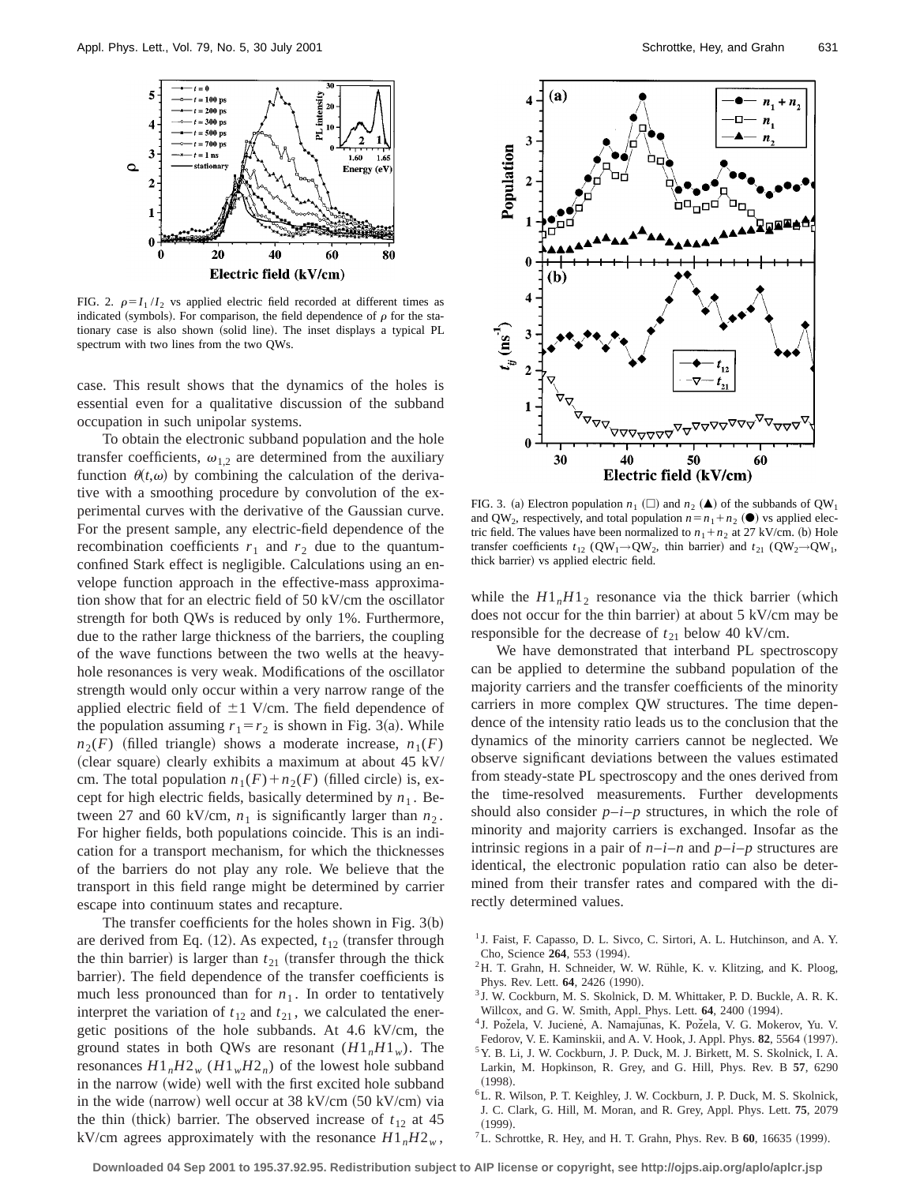FIG. 2. $\rho = I_1/I_2$ vs applied electric field recorded at different times as indicated (symbols). For comparison, the field dependence of $\rho$ for the stationary case is also shown (solid line). The inset displays a typical PL spectrum with two lines from the two QWs.

case. This result shows that the dynamics of the holes is essential even for a qualitative discussion of the subband occupation in such unipolar systems.

To obtain the electronic subband population and the hole transfer coefficients, $\omega_{1,2}$ are determined from the auxiliary function $\theta(t,\omega)$ by combining the calculation of the derivative with a smoothing procedure by convolution of the experimental curves with the derivative of the Gaussian curve. For the present sample, any electric-field dependence of the recombination coefficients $r_1$ and $r_2$ due to the quantum-confined Stark effect is negligible. Calculations using an envelope function approach in the effective-mass approximation show that for an electric field of 50 kV/cm the oscillator strength for both QWs is reduced by only 1%. Furthermore, due to the rather large thickness of the barriers, the coupling of the wave functions between the two wells at the heavy-hole resonances is very weak. Modifications of the oscillator strength would only occur within a very narrow range of the applied electric field of $\pm 1$ V/cm. The field dependence of the population assuming $r_1 = r_2$ is shown in Fig. 3(a). While $n_2(F)$ (filled triangle) shows a moderate increase, $n_1(F)$ (clear square) clearly exhibits a maximum at about 45 kV/cm. The total population $n_1(F) + n_2(F)$ (filled circle) is, except for high electric fields, basically determined by $n_1$. Between 27 and 60 kV/cm, $n_1$ is significantly larger than $n_2$. For higher fields, both populations coincide. This is an indication for a transport mechanism, for which the thicknesses of the barriers do not play any role. We believe that the transport in this field range might be determined by carrier escape into continuum states and recapture.

The transfer coefficients for the holes shown in Fig. 3(b) are derived from Eq. (12). As expected, $t_{12}$ (transfer through the thin barrier) is larger than $t_{21}$ (transfer through the thick barrier). The field dependence of the transfer coefficients is much less pronounced than for $n_1$. In order to tentatively interpret the variation of $t_{12}$ and $t_{21}$, we calculated the energetic positions of the hole subbands. At 4.6 kV/cm, the ground states in both QWs are resonant ($H1_nH1_w$). The resonances $H1_nH2_w$ ($H1_wH2_n$) of the lowest hole subband in the narrow (wide) well with the first excited hole subband in the wide (narrow) well occur at 38 kV/cm (50 kV/cm) via the thin (thick) barrier. The observed increase of $t_{12}$ at 45 kV/cm agrees approximately with the resonance $H1_nH2_w$, while the $H1_nH1_2$ resonance via the thick barrier (which does not occur for the thin barrier) at about 5 kV/cm may be responsible for the decrease of $t_{21}$ below 40 kV/cm.

FIG. 3. (a) Electron population $n_1$ (□) and $n_2$ (▲) of the subbands of $QW_1$ and $QW_2$, respectively, and total population $n = n_1 + n_2$ (●) vs applied electric field. The values have been normalized to $n_1 + n_2$ at 27 kV/cm. (b) Hole transfer coefficients $t_{12}$ ($QW_1 \rightarrow QW_2$, thin barrier) and $t_{21}$ ($QW_2 \rightarrow QW_1$, thick barrier) vs applied electric field.

We have demonstrated that interband PL spectroscopy can be applied to determine the subband population of the majority carriers and the transfer coefficients of the minority carriers in more complex QW structures. The time dependence of the intensity ratio leads us to the conclusion that the dynamics of the minority carriers cannot be neglected. We observe significant deviations between the values estimated from steady-state PL spectroscopy and the ones derived from the time-resolved measurements. Further developments should also consider $p$–$i$–$p$ structures, in which the role of minority and majority carriers is exchanged. Insofar as the intrinsic regions in a pair of $n$–$i$–$n$ and $p$–$i$–$p$ structures are identical, the electronic population ratio can also be determined from their transfer rates and compared with the directly determined values.

[1] J. Faist, F. Capasso, D. L. Sivco, C. Sirtori, A. L. Hutchinson, and A. Y. Cho, Science **264**, 553 (1994).

[2] H. T. Grahn, H. Schneider, W. W. Rühle, K. v. Klitzing, and K. Ploog, Phys. Rev. Lett. **64**, 2426 (1990).

[3] J. W. Cockburn, M. S. Skolnick, D. M. Whittaker, P. D. Buckle, A. R. K. Willcox, and G. W. Smith, Appl. Phys. Lett. **64**, 2400 (1994).

[4] J. Požela, V. Jucienė, A. Namajunas, K. Požela, V. G. Mokerov, Yu. V. Fedorov, V. E. Kaminskii, and A. V. Hook, J. Appl. Phys. **82**, 5564 (1997).

[5] Y. B. Li, J. W. Cockburn, J. P. Duck, M. J. Birkett, M. S. Skolnick, I. A. Larkin, M. Hopkinson, R. Grey, and G. Hill, Phys. Rev. B **57**, 6290 (1998).

[6] L. R. Wilson, P. T. Keighley, J. W. Cockburn, J. P. Duck, M. S. Skolnick, J. C. Clark, G. Hill, M. Moran, and R. Grey, Appl. Phys. Lett. **75**, 2079 (1999).

[7] L. Schrottke, R. Hey, and H. T. Grahn, Phys. Rev. B **60**, 16635 (1999).